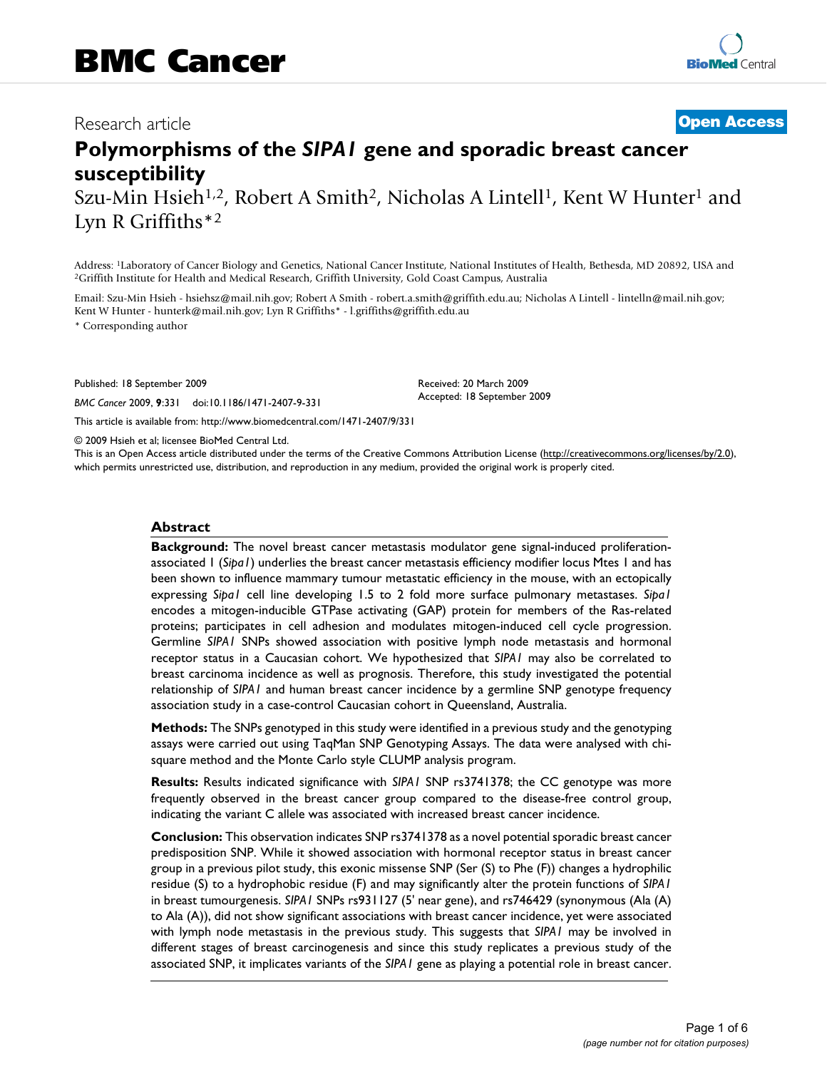# BMC Cancer

Research article

**Open Access**

# Polymorphisms of the *SIPA1* gene and sporadic breast cancer susceptibility

Szu-Min Hsieh[1,2], Robert A Smith[2], Nicholas A Lintell[1], Kent W Hunter[1] and Lyn R Griffiths*[2]

Address: [1]Laboratory of Cancer Biology and Genetics, National Cancer Institute, National Institutes of Health, Bethesda, MD 20892, USA and [2]Griffith Institute for Health and Medical Research, Griffith University, Gold Coast Campus, Australia

Email: Szu-Min Hsieh - hsiehsz@mail.nih.gov; Robert A Smith - robert.a.smith@griffith.edu.au; Nicholas A Lintell - lintelln@mail.nih.gov; Kent W Hunter - hunterk@mail.nih.gov; Lyn R Griffiths* - l.griffiths@griffith.edu.au

* Corresponding author

Published: 18 September 2009

*BMC Cancer* 2009, **9**:331 doi:10.1186/1471-2407-9-331

Received: 20 March 2009
Accepted: 18 September 2009

This article is available from: http://www.biomedcentral.com/1471-2407/9/331

© 2009 Hsieh et al; licensee BioMed Central Ltd.
This is an Open Access article distributed under the terms of the Creative Commons Attribution License (http://creativecommons.org/licenses/by/2.0), which permits unrestricted use, distribution, and reproduction in any medium, provided the original work is properly cited.

## Abstract

**Background:** The novel breast cancer metastasis modulator gene signal-induced proliferation-associated 1 (*Sipa1*) underlies the breast cancer metastasis efficiency modifier locus Mtes 1 and has been shown to influence mammary tumour metastatic efficiency in the mouse, with an ectopically expressing *Sipa1* cell line developing 1.5 to 2 fold more surface pulmonary metastases. *Sipa1* encodes a mitogen-inducible GTPase activating (GAP) protein for members of the Ras-related proteins; participates in cell adhesion and modulates mitogen-induced cell cycle progression. Germline *SIPA1* SNPs showed association with positive lymph node metastasis and hormonal receptor status in a Caucasian cohort. We hypothesized that *SIPA1* may also be correlated to breast carcinoma incidence as well as prognosis. Therefore, this study investigated the potential relationship of *SIPA1* and human breast cancer incidence by a germline SNP genotype frequency association study in a case-control Caucasian cohort in Queensland, Australia.

**Methods:** The SNPs genotyped in this study were identified in a previous study and the genotyping assays were carried out using TaqMan SNP Genotyping Assays. The data were analysed with chi-square method and the Monte Carlo style CLUMP analysis program.

**Results:** Results indicated significance with *SIPA1* SNP rs3741378; the CC genotype was more frequently observed in the breast cancer group compared to the disease-free control group, indicating the variant C allele was associated with increased breast cancer incidence.

**Conclusion:** This observation indicates SNP rs3741378 as a novel potential sporadic breast cancer predisposition SNP. While it showed association with hormonal receptor status in breast cancer group in a previous pilot study, this exonic missense SNP (Ser (S) to Phe (F)) changes a hydrophilic residue (S) to a hydrophobic residue (F) and may significantly alter the protein functions of *SIPA1* in breast tumourgenesis. *SIPA1* SNPs rs931127 (5' near gene), and rs746429 (synonymous (Ala (A) to Ala (A)), did not show significant associations with breast cancer incidence, yet were associated with lymph node metastasis in the previous study. This suggests that *SIPA1* may be involved in different stages of breast carcinogenesis and since this study replicates a previous study of the associated SNP, it implicates variants of the *SIPA1* gene as playing a potential role in breast cancer.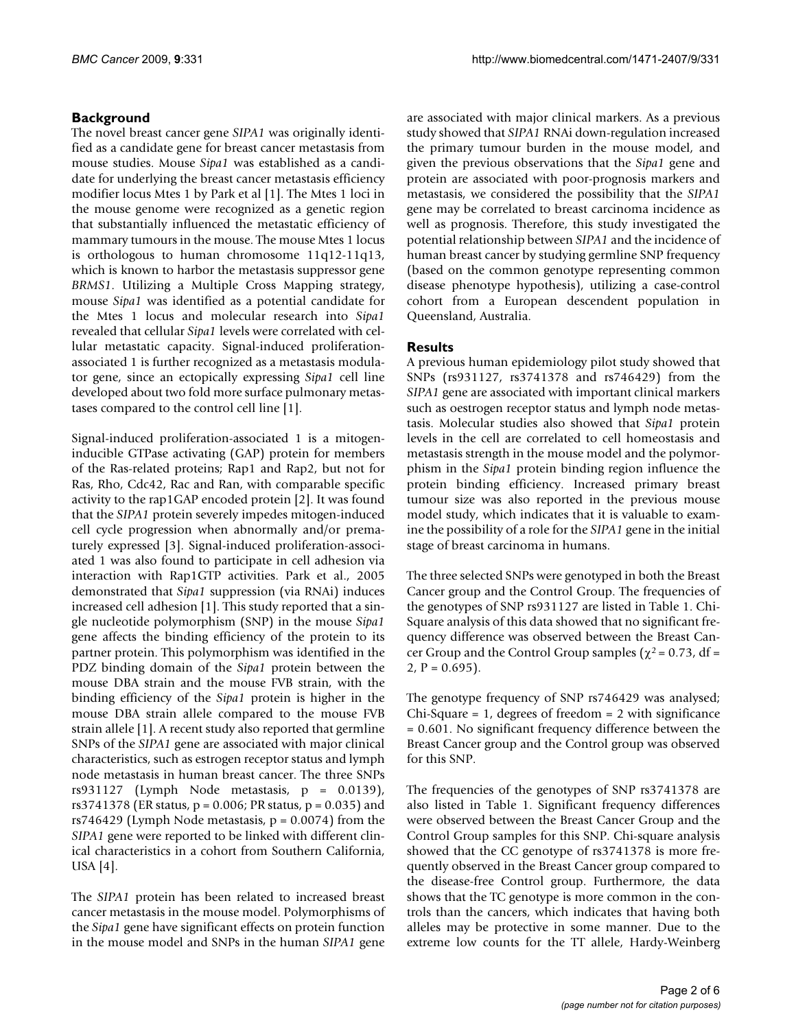## Background

The novel breast cancer gene *SIPA1* was originally identified as a candidate gene for breast cancer metastasis from mouse studies. Mouse *Sipa1* was established as a candidate for underlying the breast cancer metastasis efficiency modifier locus Mtes 1 by Park et al [1]. The Mtes 1 loci in the mouse genome were recognized as a genetic region that substantially influenced the metastatic efficiency of mammary tumours in the mouse. The mouse Mtes 1 locus is orthologous to human chromosome 11q12-11q13, which is known to harbor the metastasis suppressor gene *BRMS1*. Utilizing a Multiple Cross Mapping strategy, mouse *Sipa1* was identified as a potential candidate for the Mtes 1 locus and molecular research into *Sipa1* revealed that cellular *Sipa1* levels were correlated with cellular metastatic capacity. Signal-induced proliferation-associated 1 is further recognized as a metastasis modulator gene, since an ectopically expressing *Sipa1* cell line developed about two fold more surface pulmonary metastases compared to the control cell line [1].

Signal-induced proliferation-associated 1 is a mitogen-inducible GTPase activating (GAP) protein for members of the Ras-related proteins; Rap1 and Rap2, but not for Ras, Rho, Cdc42, Rac and Ran, with comparable specific activity to the rap1GAP encoded protein [2]. It was found that the *SIPA1* protein severely impedes mitogen-induced cell cycle progression when abnormally and/or prematurely expressed [3]. Signal-induced proliferation-associated 1 was also found to participate in cell adhesion via interaction with Rap1GTP activities. Park et al., 2005 demonstrated that *Sipa1* suppression (via RNAi) induces increased cell adhesion [1]. This study reported that a single nucleotide polymorphism (SNP) in the mouse *Sipa1* gene affects the binding efficiency of the protein to its partner protein. This polymorphism was identified in the PDZ binding domain of the *Sipa1* protein between the mouse DBA strain and the mouse FVB strain, with the binding efficiency of the *Sipa1* protein is higher in the mouse DBA strain allele compared to the mouse FVB strain allele [1]. A recent study also reported that germline SNPs of the *SIPA1* gene are associated with major clinical characteristics, such as estrogen receptor status and lymph node metastasis in human breast cancer. The three SNPs rs931127 (Lymph Node metastasis, p = 0.0139), rs3741378 (ER status, p = 0.006; PR status, p = 0.035) and rs746429 (Lymph Node metastasis, p = 0.0074) from the *SIPA1* gene were reported to be linked with different clinical characteristics in a cohort from Southern California, USA [4].

The *SIPA1* protein has been related to increased breast cancer metastasis in the mouse model. Polymorphisms of the *Sipa1* gene have significant effects on protein function in the mouse model and SNPs in the human *SIPA1* gene are associated with major clinical markers. As a previous study showed that *SIPA1* RNAi down-regulation increased the primary tumour burden in the mouse model, and given the previous observations that the *Sipa1* gene and protein are associated with poor-prognosis markers and metastasis, we considered the possibility that the *SIPA1* gene may be correlated to breast carcinoma incidence as well as prognosis. Therefore, this study investigated the potential relationship between *SIPA1* and the incidence of human breast cancer by studying germline SNP frequency (based on the common genotype representing common disease phenotype hypothesis), utilizing a case-control cohort from a European descendent population in Queensland, Australia.

## Results

A previous human epidemiology pilot study showed that SNPs (rs931127, rs3741378 and rs746429) from the *SIPA1* gene are associated with important clinical markers such as oestrogen receptor status and lymph node metastasis. Molecular studies also showed that *Sipa1* protein levels in the cell are correlated to cell homeostasis and metastasis strength in the mouse model and the polymorphism in the *Sipa1* protein binding region influence the protein binding efficiency. Increased primary breast tumour size was also reported in the previous mouse model study, which indicates that it is valuable to examine the possibility of a role for the *SIPA1* gene in the initial stage of breast carcinoma in humans.

The three selected SNPs were genotyped in both the Breast Cancer group and the Control Group. The frequencies of the genotypes of SNP rs931127 are listed in Table 1. Chi-Square analysis of this data showed that no significant frequency difference was observed between the Breast Cancer Group and the Control Group samples ($\chi^2 = 0.73$, df = 2, P = 0.695).

The genotype frequency of SNP rs746429 was analysed; Chi-Square = 1, degrees of freedom = 2 with significance = 0.601. No significant frequency difference between the Breast Cancer group and the Control group was observed for this SNP.

The frequencies of the genotypes of SNP rs3741378 are also listed in Table 1. Significant frequency differences were observed between the Breast Cancer Group and the Control Group samples for this SNP. Chi-square analysis showed that the CC genotype of rs3741378 is more frequently observed in the Breast Cancer group compared to the disease-free Control group. Furthermore, the data shows that the TC genotype is more common in the controls than the cancers, which indicates that having both alleles may be protective in some manner. Due to the extreme low counts for the TT allele, Hardy-Weinberg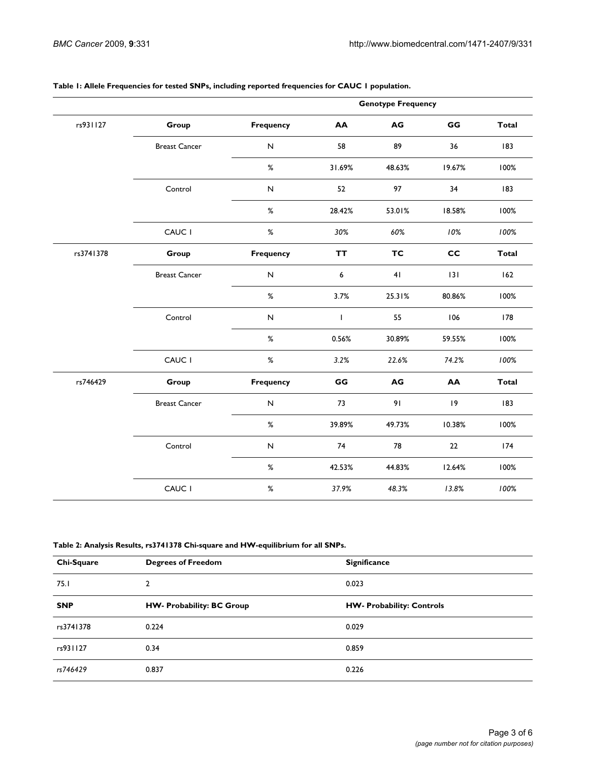**Table 1: Allele Frequencies for tested SNPs, including reported frequencies for CAUC 1 population.**

| | | | Genotype Frequency | | | |
|---|---|---|---|---|---|---|
| rs931127 | **Group** | **Frequency** | **AA** | **AG** | **GG** | **Total** |
| | Breast Cancer | N | 58 | 89 | 36 | 183 |
| | | % | 31.69% | 48.63% | 19.67% | 100% |
| | Control | N | 52 | 97 | 34 | 183 |
| | | % | 28.42% | 53.01% | 18.58% | 100% |
| | CAUC 1 | % | *30%* | *60%* | *10%* | *100%* |
| rs3741378 | **Group** | **Frequency** | **TT** | **TC** | **CC** | **Total** |
| | Breast Cancer | N | 6 | 41 | 131 | 162 |
| | | % | 3.7% | 25.31% | 80.86% | 100% |
| | Control | N | 1 | 55 | 106 | 178 |
| | | % | 0.56% | 30.89% | 59.55% | 100% |
| | CAUC 1 | % | *3.2%* | *22.6%* | *74.2%* | *100%* |
| rs746429 | **Group** | **Frequency** | **GG** | **AG** | **AA** | **Total** |
| | Breast Cancer | N | 73 | 91 | 19 | 183 |
| | | % | 39.89% | 49.73% | 10.38% | 100% |
| | Control | N | 74 | 78 | 22 | 174 |
| | | % | 42.53% | 44.83% | 12.64% | 100% |
| | CAUC 1 | % | *37.9%* | *48.3%* | *13.8%* | *100%* |

**Table 2: Analysis Results, rs3741378 Chi-square and HW-equilibrium for all SNPs.**

| **Chi-Square** | **Degrees of Freedom** | **Significance** |
|---|---|---|
| 75.1 | 2 | 0.023 |
| **SNP** | **HW- Probability: BC Group** | **HW- Probability: Controls** |
| rs3741378 | 0.224 | 0.029 |
| rs931127 | 0.34 | 0.859 |
| *rs746429* | 0.837 | 0.226 |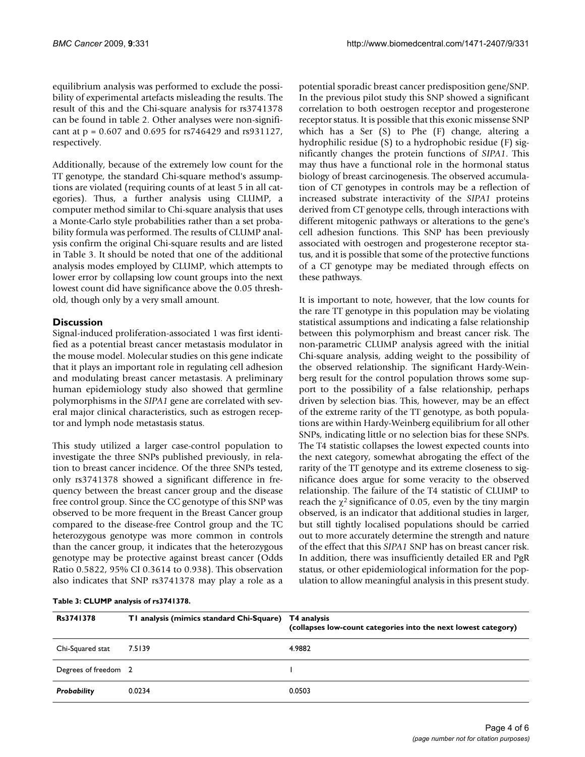equilibrium analysis was performed to exclude the possibility of experimental artefacts misleading the results. The result of this and the Chi-square analysis for rs3741378 can be found in table 2. Other analyses were non-significant at p = 0.607 and 0.695 for rs746429 and rs931127, respectively.

Additionally, because of the extremely low count for the TT genotype, the standard Chi-square method's assumptions are violated (requiring counts of at least 5 in all categories). Thus, a further analysis using CLUMP, a computer method similar to Chi-square analysis that uses a Monte-Carlo style probabilities rather than a set probability formula was performed. The results of CLUMP analysis confirm the original Chi-square results and are listed in Table 3. It should be noted that one of the additional analysis modes employed by CLUMP, which attempts to lower error by collapsing low count groups into the next lowest count did have significance above the 0.05 threshold, though only by a very small amount.

## Discussion

Signal-induced proliferation-associated 1 was first identified as a potential breast cancer metastasis modulator in the mouse model. Molecular studies on this gene indicate that it plays an important role in regulating cell adhesion and modulating breast cancer metastasis. A preliminary human epidemiology study also showed that germline polymorphisms in the *SIPA1* gene are correlated with several major clinical characteristics, such as estrogen receptor and lymph node metastasis status.

This study utilized a larger case-control population to investigate the three SNPs published previously, in relation to breast cancer incidence. Of the three SNPs tested, only rs3741378 showed a significant difference in frequency between the breast cancer group and the disease free control group. Since the CC genotype of this SNP was observed to be more frequent in the Breast Cancer group compared to the disease-free Control group and the TC heterozygous genotype was more common in controls than the cancer group, it indicates that the heterozygous genotype may be protective against breast cancer (Odds Ratio 0.5822, 95% CI 0.3614 to 0.938). This observation also indicates that SNP rs3741378 may play a role as a potential sporadic breast cancer predisposition gene/SNP. In the previous pilot study this SNP showed a significant correlation to both oestrogen receptor and progesterone receptor status. It is possible that this exonic missense SNP which has a Ser (S) to Phe (F) change, altering a hydrophilic residue (S) to a hydrophobic residue (F) significantly changes the protein functions of *SIPA1*. This may thus have a functional role in the hormonal status biology of breast carcinogenesis. The observed accumulation of CT genotypes in controls may be a reflection of increased substrate interactivity of the *SIPA1* proteins derived from CT genotype cells, through interactions with different mitogenic pathways or alterations to the gene's cell adhesion functions. This SNP has been previously associated with oestrogen and progesterone receptor status, and it is possible that some of the protective functions of a CT genotype may be mediated through effects on these pathways.

It is important to note, however, that the low counts for the rare TT genotype in this population may be violating statistical assumptions and indicating a false relationship between this polymorphism and breast cancer risk. The non-parametric CLUMP analysis agreed with the initial Chi-square analysis, adding weight to the possibility of the observed relationship. The significant Hardy-Weinberg result for the control population throws some support to the possibility of a false relationship, perhaps driven by selection bias. This, however, may be an effect of the extreme rarity of the TT genotype, as both populations are within Hardy-Weinberg equilibrium for all other SNPs, indicating little or no selection bias for these SNPs. The T4 statistic collapses the lowest expected counts into the next category, somewhat abrogating the effect of the rarity of the TT genotype and its extreme closeness to significance does argue for some veracity to the observed relationship. The failure of the T4 statistic of CLUMP to reach the $\chi^2$ significance of 0.05, even by the tiny margin observed, is an indicator that additional studies in larger, but still tightly localised populations should be carried out to more accurately determine the strength and nature of the effect that this *SIPA1* SNP has on breast cancer risk. In addition, there was insufficiently detailed ER and PgR status, or other epidemiological information for the population to allow meaningful analysis in this present study.

**Table 3: CLUMP analysis of rs3741378.**

| Rs3741378 | T1 analysis (mimics standard Chi-Square) | T4 analysis (collapses low-count categories into the next lowest category) |
|---|---|---|
| Chi-Squared stat | 7.5139 | 4.9882 |
| Degrees of freedom | 2 | 1 |
| ***Probability*** | 0.0234 | 0.0503 |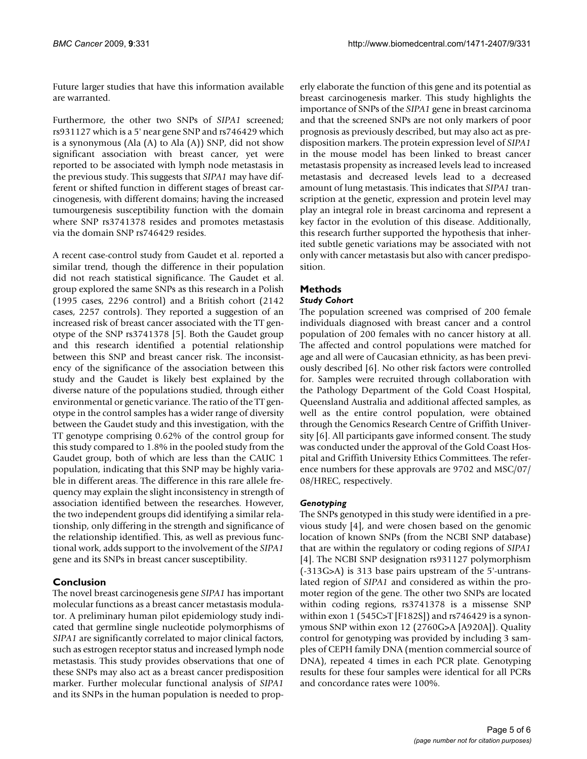Future larger studies that have this information available are warranted.

Furthermore, the other two SNPs of *SIPA1* screened; rs931127 which is a 5' near gene SNP and rs746429 which is a synonymous (Ala (A) to Ala (A)) SNP, did not show significant association with breast cancer, yet were reported to be associated with lymph node metastasis in the previous study. This suggests that *SIPA1* may have different or shifted function in different stages of breast carcinogenesis, with different domains; having the increased tumourgenesis susceptibility function with the domain where SNP rs3741378 resides and promotes metastasis via the domain SNP rs746429 resides.

A recent case-control study from Gaudet et al. reported a similar trend, though the difference in their population did not reach statistical significance. The Gaudet et al. group explored the same SNPs as this research in a Polish (1995 cases, 2296 control) and a British cohort (2142 cases, 2257 controls). They reported a suggestion of an increased risk of breast cancer associated with the TT genotype of the SNP rs3741378 [5]. Both the Gaudet group and this research identified a potential relationship between this SNP and breast cancer risk. The inconsistency of the significance of the association between this study and the Gaudet is likely best explained by the diverse nature of the populations studied, through either environmental or genetic variance. The ratio of the TT genotype in the control samples has a wider range of diversity between the Gaudet study and this investigation, with the TT genotype comprising 0.62% of the control group for this study compared to 1.8% in the pooled study from the Gaudet group, both of which are less than the CAUC 1 population, indicating that this SNP may be highly variable in different areas. The difference in this rare allele frequency may explain the slight inconsistency in strength of association identified between the researches. However, the two independent groups did identifying a similar relationship, only differing in the strength and significance of the relationship identified. This, as well as previous functional work, adds support to the involvement of the *SIPA1* gene and its SNPs in breast cancer susceptibility.

## Conclusion

The novel breast carcinogenesis gene *SIPA1* has important molecular functions as a breast cancer metastasis modulator. A preliminary human pilot epidemiology study indicated that germline single nucleotide polymorphisms of *SIPA1* are significantly correlated to major clinical factors, such as estrogen receptor status and increased lymph node metastasis. This study provides observations that one of these SNPs may also act as a breast cancer predisposition marker. Further molecular functional analysis of *SIPA1* and its SNPs in the human population is needed to properly elaborate the function of this gene and its potential as breast carcinogenesis marker. This study highlights the importance of SNPs of the *SIPA1* gene in breast carcinoma and that the screened SNPs are not only markers of poor prognosis as previously described, but may also act as predisposition markers. The protein expression level of *SIPA1* in the mouse model has been linked to breast cancer metastasis propensity as increased levels lead to increased metastasis and decreased levels lead to a decreased amount of lung metastasis. This indicates that *SIPA1* transcription at the genetic, expression and protein level may play an integral role in breast carcinoma and represent a key factor in the evolution of this disease. Additionally, this research further supported the hypothesis that inherited subtle genetic variations may be associated with not only with cancer metastasis but also with cancer predisposition.

## Methods

### *Study Cohort*

The population screened was comprised of 200 female individuals diagnosed with breast cancer and a control population of 200 females with no cancer history at all. The affected and control populations were matched for age and all were of Caucasian ethnicity, as has been previously described [6]. No other risk factors were controlled for. Samples were recruited through collaboration with the Pathology Department of the Gold Coast Hospital, Queensland Australia and additional affected samples, as well as the entire control population, were obtained through the Genomics Research Centre of Griffith University [6]. All participants gave informed consent. The study was conducted under the approval of the Gold Coast Hospital and Griffith University Ethics Committees. The reference numbers for these approvals are 9702 and MSC/07/08/HREC, respectively.

### *Genotyping*

The SNPs genotyped in this study were identified in a previous study [4], and were chosen based on the genomic location of known SNPs (from the NCBI SNP database) that are within the regulatory or coding regions of *SIPA1* [4]. The NCBI SNP designation rs931127 polymorphism (-313G>A) is 313 base pairs upstream of the 5'-untranslated region of *SIPA1* and considered as within the promoter region of the gene. The other two SNPs are located within coding regions, rs3741378 is a missense SNP within exon 1 (545C>T [F182S]) and rs746429 is a synonymous SNP within exon 12 (2760G>A [A920A]). Quality control for genotyping was provided by including 3 samples of CEPH family DNA (mention commercial source of DNA), repeated 4 times in each PCR plate. Genotyping results for these four samples were identical for all PCRs and concordance rates were 100%.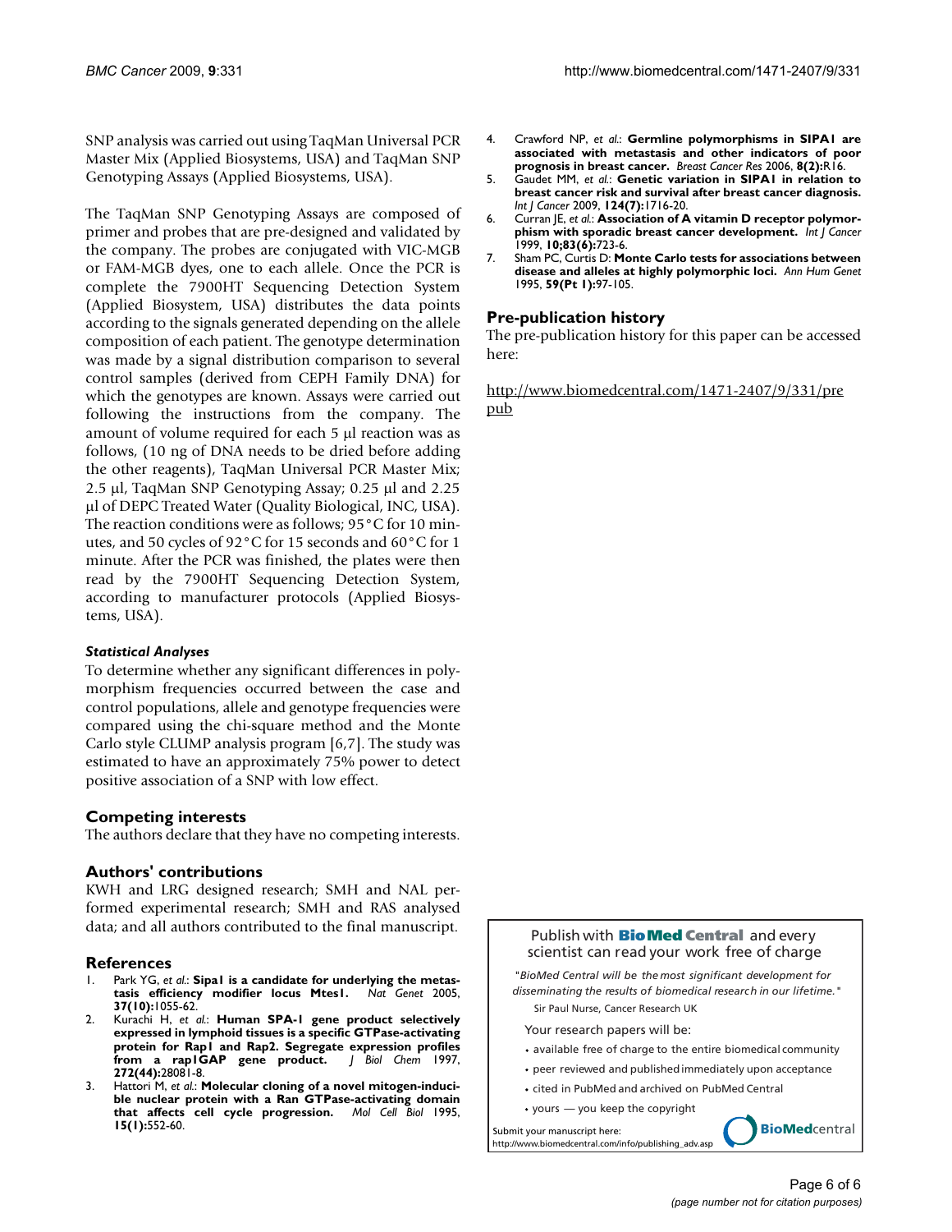SNP analysis was carried out using TaqMan Universal PCR Master Mix (Applied Biosystems, USA) and TaqMan SNP Genotyping Assays (Applied Biosystems, USA).

The TaqMan SNP Genotyping Assays are composed of primer and probes that are pre-designed and validated by the company. The probes are conjugated with VIC-MGB or FAM-MGB dyes, one to each allele. Once the PCR is complete the 7900HT Sequencing Detection System (Applied Biosystem, USA) distributes the data points according to the signals generated depending on the allele composition of each patient. The genotype determination was made by a signal distribution comparison to several control samples (derived from CEPH Family DNA) for which the genotypes are known. Assays were carried out following the instructions from the company. The amount of volume required for each 5 μl reaction was as follows, (10 ng of DNA needs to be dried before adding the other reagents), TaqMan Universal PCR Master Mix; 2.5 μl, TaqMan SNP Genotyping Assay; 0.25 μl and 2.25 μl of DEPC Treated Water (Quality Biological, INC, USA). The reaction conditions were as follows; 95°C for 10 minutes, and 50 cycles of 92°C for 15 seconds and 60°C for 1 minute. After the PCR was finished, the plates were then read by the 7900HT Sequencing Detection System, according to manufacturer protocols (Applied Biosystems, USA).

#### *Statistical Analyses*

To determine whether any significant differences in polymorphism frequencies occurred between the case and control populations, allele and genotype frequencies were compared using the chi-square method and the Monte Carlo style CLUMP analysis program [6,7]. The study was estimated to have an approximately 75% power to detect positive association of a SNP with low effect.

## Competing interests

The authors declare that they have no competing interests.

## Authors' contributions

KWH and LRG designed research; SMH and NAL performed experimental research; SMH and RAS analysed data; and all authors contributed to the final manuscript.

## References

1. Park YG, *et al.*: **Sipa1 is a candidate for underlying the metastasis efficiency modifier locus Mtes1.** *Nat Genet* 2005, **37(10):**1055-62.
2. Kurachi H, *et al.*: **Human SPA-1 gene product selectively expressed in lymphoid tissues is a specific GTPase-activating protein for Rap1 and Rap2. Segregate expression profiles from a rap1GAP gene product.** *J Biol Chem* 1997, **272(44):**28081-8.
3. Hattori M, *et al.*: **Molecular cloning of a novel mitogen-inducible nuclear protein with a Ran GTPase-activating domain that affects cell cycle progression.** *Mol Cell Biol* 1995, **15(1):**552-60.
4. Crawford NP, *et al.*: **Germline polymorphisms in SIPA1 are associated with metastasis and other indicators of poor prognosis in breast cancer.** *Breast Cancer Res* 2006, **8(2):**R16.
5. Gaudet MM, *et al.*: **Genetic variation in SIPA1 in relation to breast cancer risk and survival after breast cancer diagnosis.** *Int J Cancer* 2009, **124(7):**1716-20.
6. Curran JE, *et al.*: **Association of A vitamin D receptor polymorphism with sporadic breast cancer development.** *Int J Cancer* 1999, **10;83(6):**723-6.
7. Sham PC, Curtis D: **Monte Carlo tests for associations between disease and alleles at highly polymorphic loci.** *Ann Hum Genet* 1995, **59(Pt 1):**97-105.

## Pre-publication history

The pre-publication history for this paper can be accessed here:

http://www.biomedcentral.com/1471-2407/9/331/prepub

Publish with **BioMed Central** and every scientist can read your work free of charge

*"BioMed Central will be the most significant development for disseminating the results of biomedical research in our lifetime."*

Sir Paul Nurse, Cancer Research UK

Your research papers will be:

- available free of charge to the entire biomedical community
- peer reviewed and published immediately upon acceptance
- cited in PubMed and archived on PubMed Central
- yours — you keep the copyright

Submit your manuscript here:
http://www.biomedcentral.com/info/publishing_adv.asp

BioMedcentral